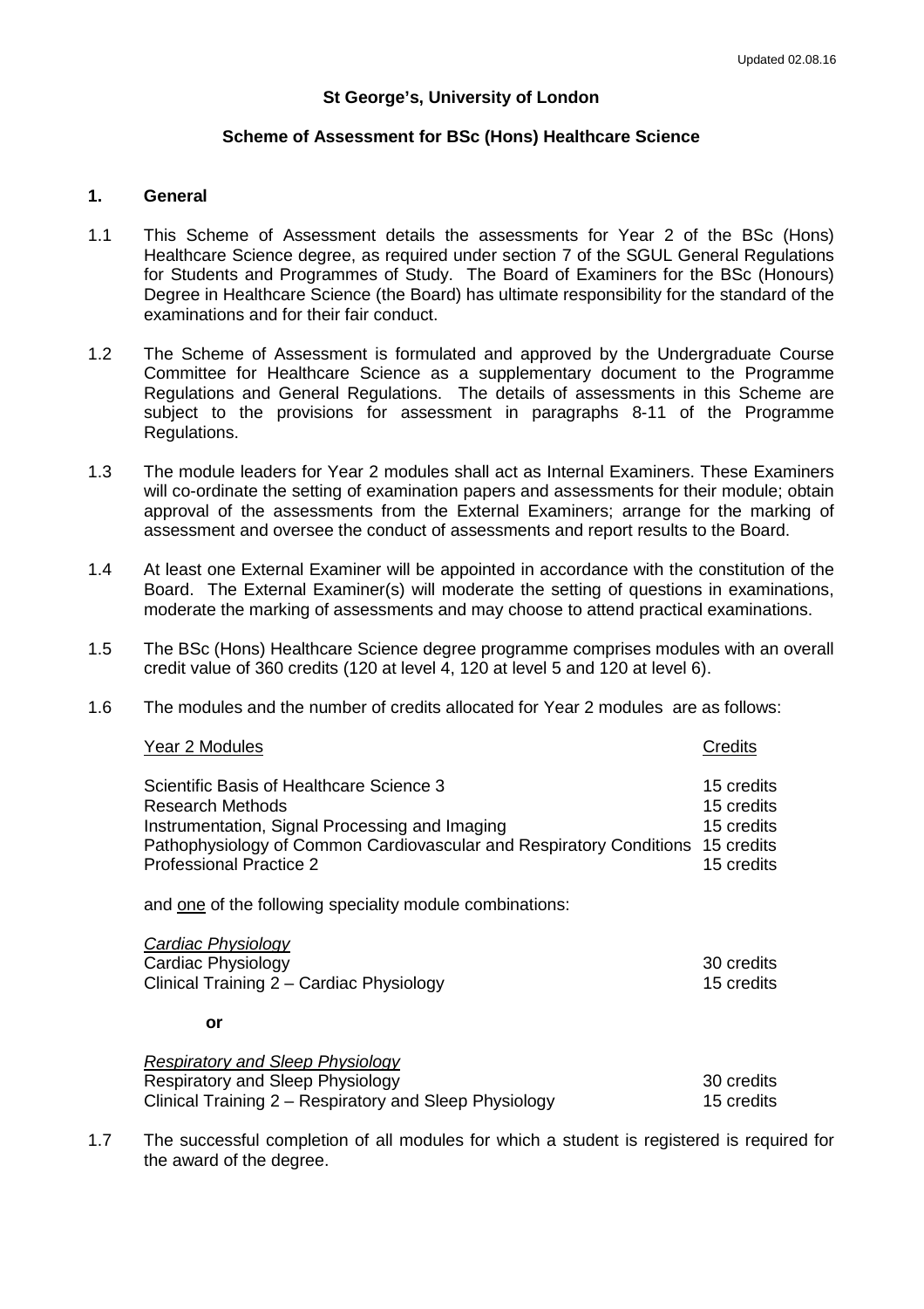Updated 02.08.16

**St George's, University of London**

**Scheme of Assessment for BSc (Hons) Healthcare Science**

## 1. General

1.1 This Scheme of Assessment details the assessments for Year 2 of the BSc (Hons) Healthcare Science degree, as required under section 7 of the SGUL General Regulations for Students and Programmes of Study. The Board of Examiners for the BSc (Honours) Degree in Healthcare Science (the Board) has ultimate responsibility for the standard of the examinations and for their fair conduct.

1.2 The Scheme of Assessment is formulated and approved by the Undergraduate Course Committee for Healthcare Science as a supplementary document to the Programme Regulations and General Regulations. The details of assessments in this Scheme are subject to the provisions for assessment in paragraphs 8-11 of the Programme Regulations.

1.3 The module leaders for Year 2 modules shall act as Internal Examiners. These Examiners will co-ordinate the setting of examination papers and assessments for their module; obtain approval of the assessments from the External Examiners; arrange for the marking of assessment and oversee the conduct of assessments and report results to the Board.

1.4 At least one External Examiner will be appointed in accordance with the constitution of the Board. The External Examiner(s) will moderate the setting of questions in examinations, moderate the marking of assessments and may choose to attend practical examinations.

1.5 The BSc (Hons) Healthcare Science degree programme comprises modules with an overall credit value of 360 credits (120 at level 4, 120 at level 5 and 120 at level 6).

1.6 The modules and the number of credits allocated for Year 2 modules are as follows:

| Year 2 Modules | Credits |
|---|---|
| Scientific Basis of Healthcare Science 3 | 15 credits |
| Research Methods | 15 credits |
| Instrumentation, Signal Processing and Imaging | 15 credits |
| Pathophysiology of Common Cardiovascular and Respiratory Conditions | 15 credits |
| Professional Practice 2 | 15 credits |

and one of the following speciality module combinations:

| *Cardiac Physiology* | |
|---|---|
| Cardiac Physiology | 30 credits |
| Clinical Training 2 – Cardiac Physiology | 15 credits |

**or**

| *Respiratory and Sleep Physiology* | |
|---|---|
| Respiratory and Sleep Physiology | 30 credits |
| Clinical Training 2 – Respiratory and Sleep Physiology | 15 credits |

1.7 The successful completion of all modules for which a student is registered is required for the award of the degree.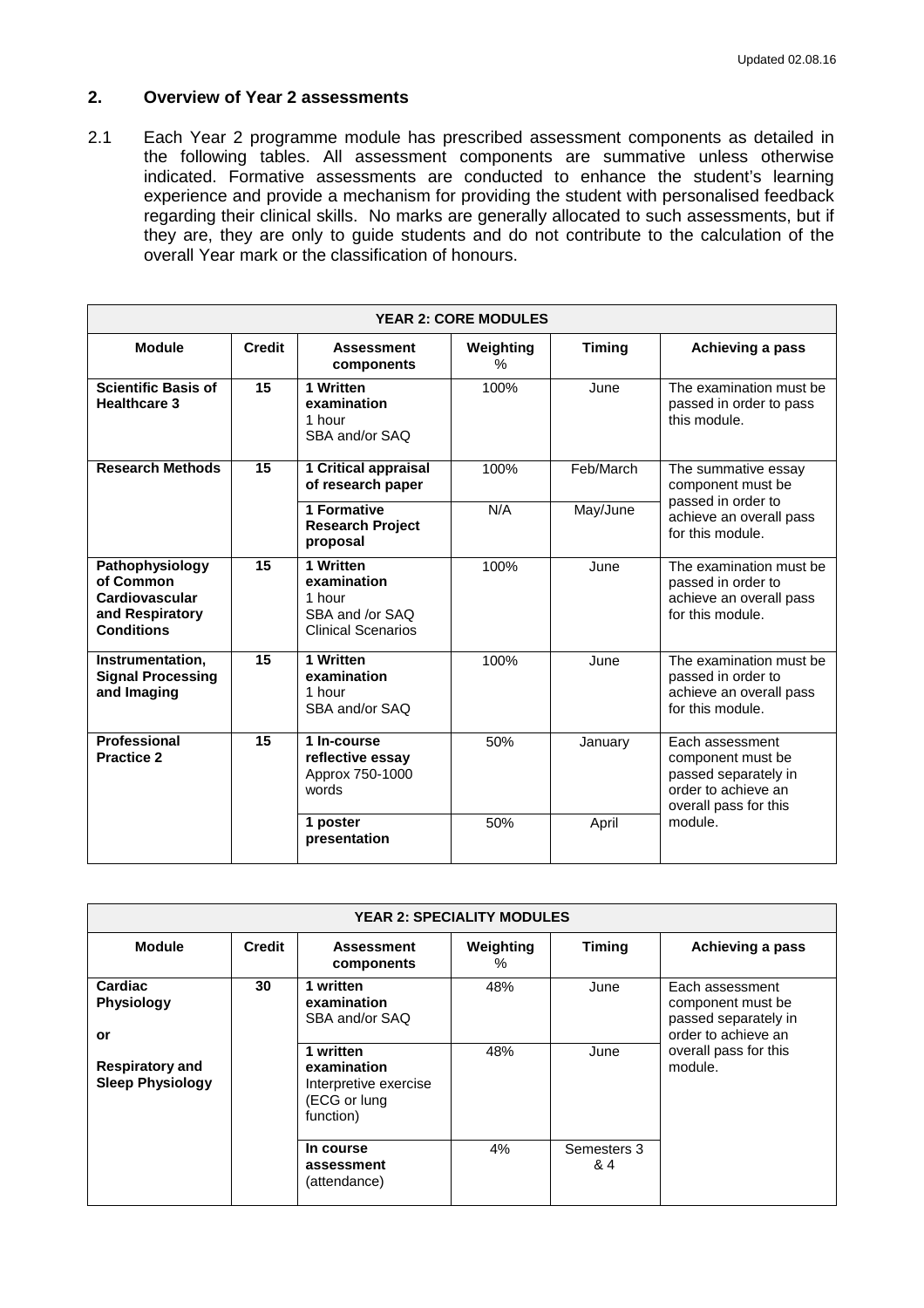## 2. Overview of Year 2 assessments

2.1 Each Year 2 programme module has prescribed assessment components as detailed in the following tables. All assessment components are summative unless otherwise indicated. Formative assessments are conducted to enhance the student's learning experience and provide a mechanism for providing the student with personalised feedback regarding their clinical skills. No marks are generally allocated to such assessments, but if they are, they are only to guide students and do not contribute to the calculation of the overall Year mark or the classification of honours.

| YEAR 2: CORE MODULES | | | | | |
|---|---|---|---|---|---|
| **Module** | **Credit** | **Assessment components** | **Weighting %** | **Timing** | **Achieving a pass** |
| **Scientific Basis of Healthcare 3** | **15** | **1 Written examination** 1 hour SBA and/or SAQ | 100% | June | The examination must be passed in order to pass this module. |
| **Research Methods** | **15** | **1 Critical appraisal of research paper** | 100% | Feb/March | The summative essay component must be passed in order to achieve an overall pass for this module. |
| | | **1 Formative Research Project proposal** | N/A | May/June | |
| **Pathophysiology of Common Cardiovascular and Respiratory Conditions** | **15** | **1 Written examination** 1 hour SBA and /or SAQ Clinical Scenarios | 100% | June | The examination must be passed in order to achieve an overall pass for this module. |
| **Instrumentation, Signal Processing and Imaging** | **15** | **1 Written examination** 1 hour SBA and/or SAQ | 100% | June | The examination must be passed in order to achieve an overall pass for this module. |
| **Professional Practice 2** | **15** | **1 In-course reflective essay** Approx 750-1000 words | 50% | January | Each assessment component must be passed separately in order to achieve an overall pass for this module. |
| | | **1 poster presentation** | 50% | April | |

| YEAR 2: SPECIALITY MODULES | | | | | |
|---|---|---|---|---|---|
| **Module** | **Credit** | **Assessment components** | **Weighting %** | **Timing** | **Achieving a pass** |
| **Cardiac Physiology** or **Respiratory and Sleep Physiology** | **30** | **1 written examination** SBA and/or SAQ | 48% | June | Each assessment component must be passed separately in order to achieve an overall pass for this module. |
| | | **1 written examination** Interpretive exercise (ECG or lung function) | 48% | June | |
| | | **In course assessment** (attendance) | 4% | Semesters 3 & 4 | |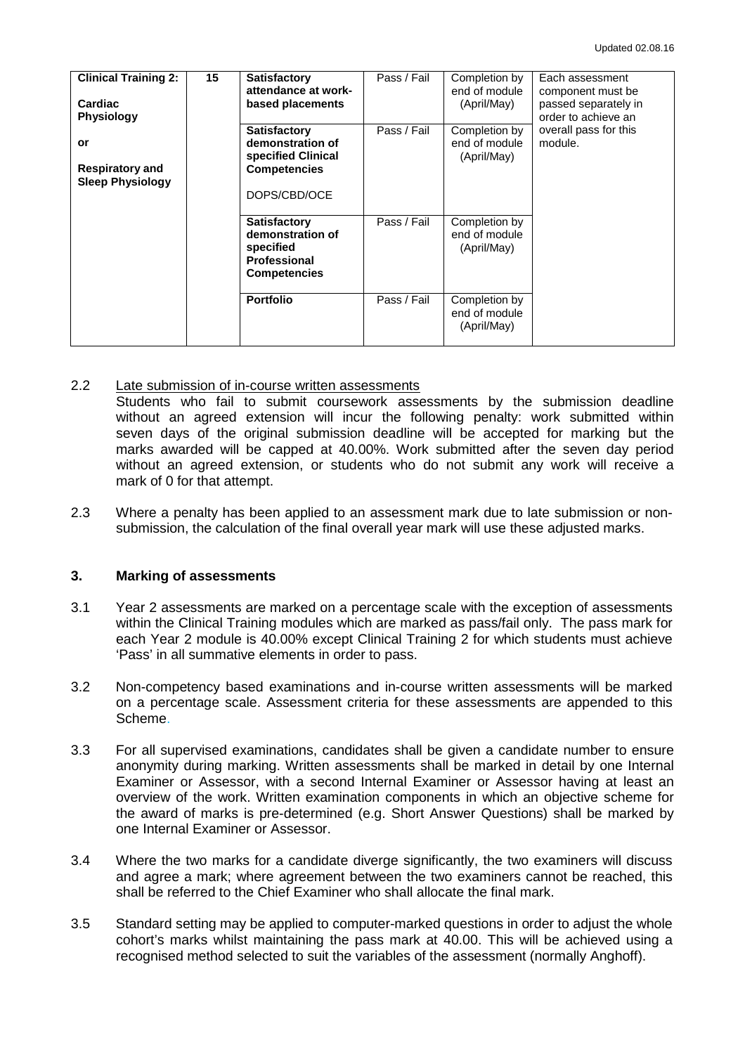| Clinical Training 2:<br><br>Cardiac Physiology<br><br>or<br><br>Respiratory and Sleep Physiology | 15 | **Satisfactory attendance at work-based placements** | Pass / Fail | Completion by end of module (April/May) | Each assessment component must be passed separately in order to achieve an overall pass for this module. |
|---|---|---|---|---|---|
| | | **Satisfactory demonstration of specified Clinical Competencies**<br><br>DOPS/CBD/OCE | Pass / Fail | Completion by end of module (April/May) | |
| | | **Satisfactory demonstration of specified Professional Competencies** | Pass / Fail | Completion by end of module (April/May) | |
| | | **Portfolio** | Pass / Fail | Completion by end of module (April/May) | |

2.2 Late submission of in-course written assessments
Students who fail to submit coursework assessments by the submission deadline without an agreed extension will incur the following penalty: work submitted within seven days of the original submission deadline will be accepted for marking but the marks awarded will be capped at 40.00%. Work submitted after the seven day period without an agreed extension, or students who do not submit any work will receive a mark of 0 for that attempt.

2.3 Where a penalty has been applied to an assessment mark due to late submission or non-submission, the calculation of the final overall year mark will use these adjusted marks.

### 3. Marking of assessments

3.1 Year 2 assessments are marked on a percentage scale with the exception of assessments within the Clinical Training modules which are marked as pass/fail only. The pass mark for each Year 2 module is 40.00% except Clinical Training 2 for which students must achieve 'Pass' in all summative elements in order to pass.

3.2 Non-competency based examinations and in-course written assessments will be marked on a percentage scale. Assessment criteria for these assessments are appended to this Scheme.

3.3 For all supervised examinations, candidates shall be given a candidate number to ensure anonymity during marking. Written assessments shall be marked in detail by one Internal Examiner or Assessor, with a second Internal Examiner or Assessor having at least an overview of the work. Written examination components in which an objective scheme for the award of marks is pre-determined (e.g. Short Answer Questions) shall be marked by one Internal Examiner or Assessor.

3.4 Where the two marks for a candidate diverge significantly, the two examiners will discuss and agree a mark; where agreement between the two examiners cannot be reached, this shall be referred to the Chief Examiner who shall allocate the final mark.

3.5 Standard setting may be applied to computer-marked questions in order to adjust the whole cohort's marks whilst maintaining the pass mark at 40.00. This will be achieved using a recognised method selected to suit the variables of the assessment (normally Anghoff).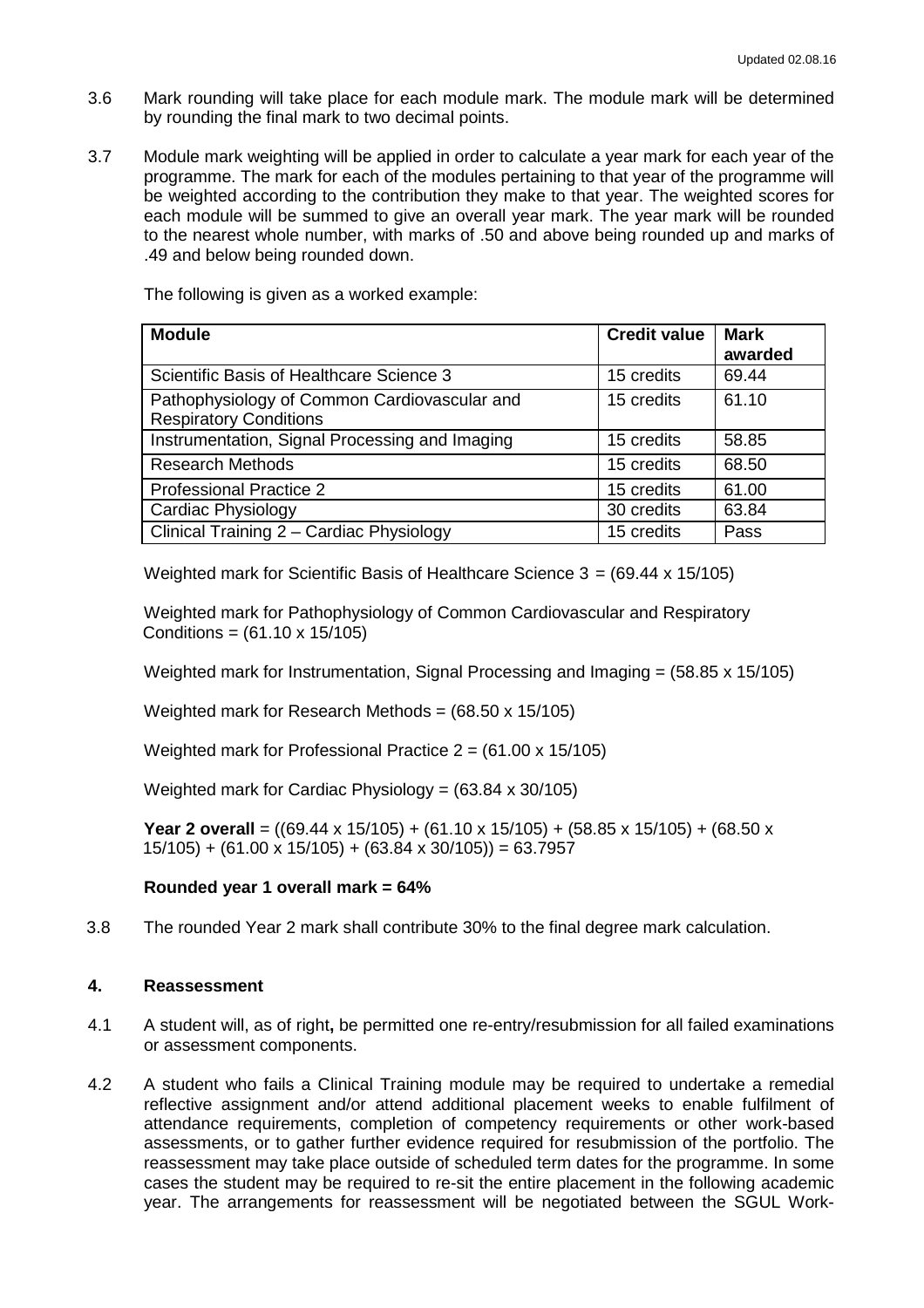3.6 Mark rounding will take place for each module mark. The module mark will be determined by rounding the final mark to two decimal points.

3.7 Module mark weighting will be applied in order to calculate a year mark for each year of the programme. The mark for each of the modules pertaining to that year of the programme will be weighted according to the contribution they make to that year. The weighted scores for each module will be summed to give an overall year mark. The year mark will be rounded to the nearest whole number, with marks of .50 and above being rounded up and marks of .49 and below being rounded down.

The following is given as a worked example:

| **Module** | **Credit value** | **Mark awarded** |
|---|---|---|
| Scientific Basis of Healthcare Science 3 | 15 credits | 69.44 |
| Pathophysiology of Common Cardiovascular and Respiratory Conditions | 15 credits | 61.10 |
| Instrumentation, Signal Processing and Imaging | 15 credits | 58.85 |
| Research Methods | 15 credits | 68.50 |
| Professional Practice 2 | 15 credits | 61.00 |
| Cardiac Physiology | 30 credits | 63.84 |
| Clinical Training 2 – Cardiac Physiology | 15 credits | Pass |

Weighted mark for Scientific Basis of Healthcare Science 3 = (69.44 x 15/105)

Weighted mark for Pathophysiology of Common Cardiovascular and Respiratory Conditions = (61.10 x 15/105)

Weighted mark for Instrumentation, Signal Processing and Imaging = (58.85 x 15/105)

Weighted mark for Research Methods = (68.50 x 15/105)

Weighted mark for Professional Practice 2 = (61.00 x 15/105)

Weighted mark for Cardiac Physiology = (63.84 x 30/105)

**Year 2 overall** = ((69.44 x 15/105) + (61.10 x 15/105) + (58.85 x 15/105) + (68.50 x 15/105) + (61.00 x 15/105) + (63.84 x 30/105)) = 63.7957

**Rounded year 1 overall mark = 64%**

3.8 The rounded Year 2 mark shall contribute 30% to the final degree mark calculation.

### 4. Reassessment

4.1 A student will, as of right**,** be permitted one re-entry/resubmission for all failed examinations or assessment components.

4.2 A student who fails a Clinical Training module may be required to undertake a remedial reflective assignment and/or attend additional placement weeks to enable fulfilment of attendance requirements, completion of competency requirements or other work-based assessments, or to gather further evidence required for resubmission of the portfolio. The reassessment may take place outside of scheduled term dates for the programme. In some cases the student may be required to re-sit the entire placement in the following academic year. The arrangements for reassessment will be negotiated between the SGUL Work-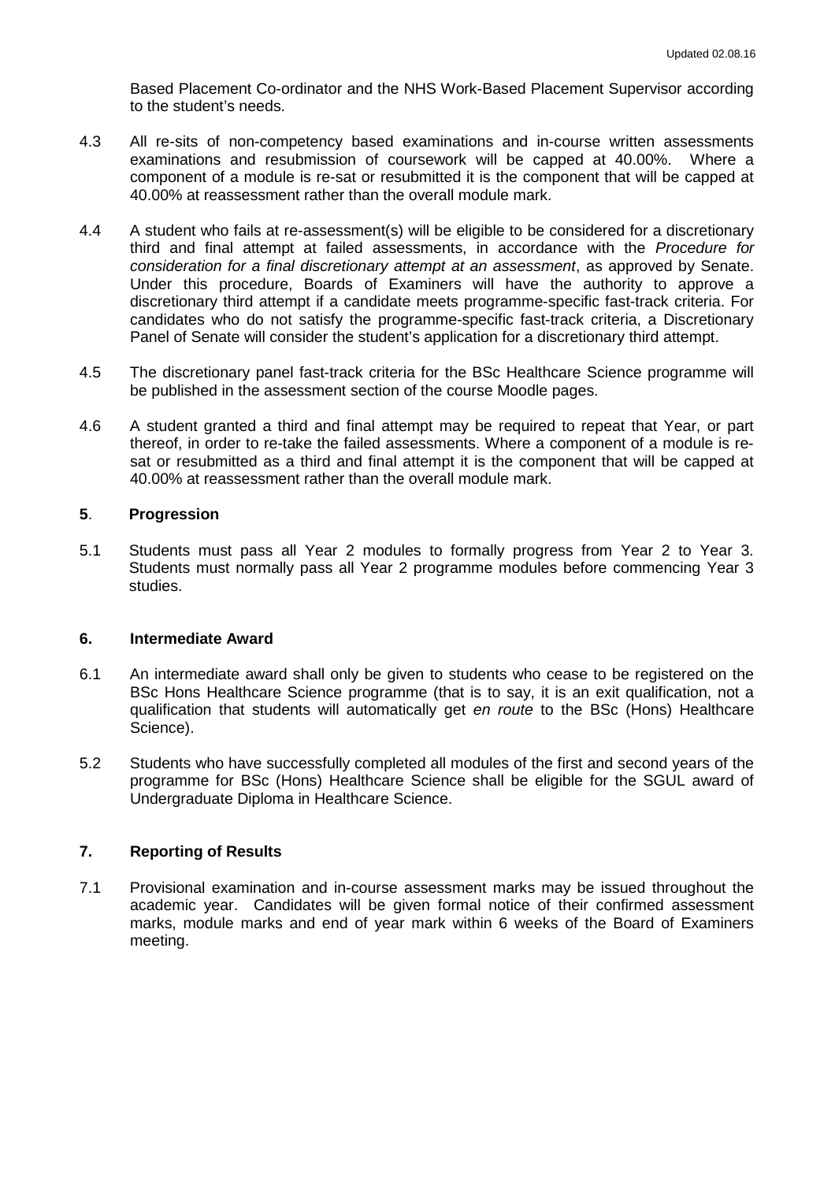Based Placement Co-ordinator and the NHS Work-Based Placement Supervisor according to the student's needs.

4.3 All re-sits of non-competency based examinations and in-course written assessments examinations and resubmission of coursework will be capped at 40.00%. Where a component of a module is re-sat or resubmitted it is the component that will be capped at 40.00% at reassessment rather than the overall module mark.

4.4 A student who fails at re-assessment(s) will be eligible to be considered for a discretionary third and final attempt at failed assessments, in accordance with the *Procedure for consideration for a final discretionary attempt at an assessment*, as approved by Senate. Under this procedure, Boards of Examiners will have the authority to approve a discretionary third attempt if a candidate meets programme-specific fast-track criteria. For candidates who do not satisfy the programme-specific fast-track criteria, a Discretionary Panel of Senate will consider the student's application for a discretionary third attempt.

4.5 The discretionary panel fast-track criteria for the BSc Healthcare Science programme will be published in the assessment section of the course Moodle pages.

4.6 A student granted a third and final attempt may be required to repeat that Year, or part thereof, in order to re-take the failed assessments. Where a component of a module is re-sat or resubmitted as a third and final attempt it is the component that will be capped at 40.00% at reassessment rather than the overall module mark.

## 5. Progression

5.1 Students must pass all Year 2 modules to formally progress from Year 2 to Year 3. Students must normally pass all Year 2 programme modules before commencing Year 3 studies.

## 6. Intermediate Award

6.1 An intermediate award shall only be given to students who cease to be registered on the BSc Hons Healthcare Science programme (that is to say, it is an exit qualification, not a qualification that students will automatically get *en route* to the BSc (Hons) Healthcare Science).

5.2 Students who have successfully completed all modules of the first and second years of the programme for BSc (Hons) Healthcare Science shall be eligible for the SGUL award of Undergraduate Diploma in Healthcare Science.

## 7. Reporting of Results

7.1 Provisional examination and in-course assessment marks may be issued throughout the academic year. Candidates will be given formal notice of their confirmed assessment marks, module marks and end of year mark within 6 weeks of the Board of Examiners meeting.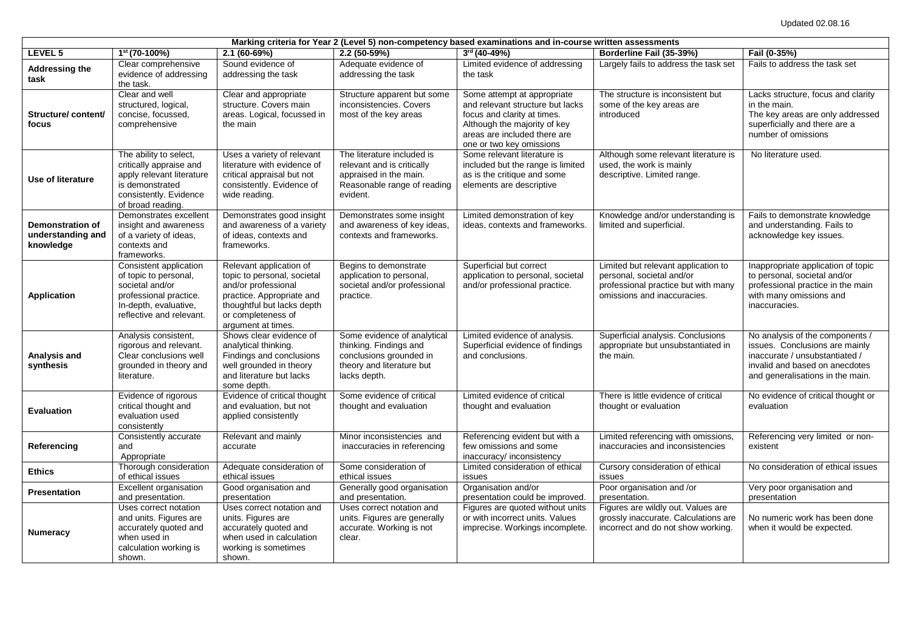Updated 02.08.16

| Marking criteria for Year 2 (Level 5) non-competency based examinations and in-course written assessments | | | | | | |
|---|---|---|---|---|---|---|
| **LEVEL 5** | **1st (70-100%)** | **2.1 (60-69%)** | **2.2 (50-59%)** | **3rd (40-49%)** | **Borderline Fail (35-39%)** | **Fail (0-35%)** |
| **Addressing the task** | Clear comprehensive evidence of addressing the task. | Sound evidence of addressing the task | Adequate evidence of addressing the task | Limited evidence of addressing the task | Largely fails to address the task set | Fails to address the task set |
| **Structure/ content/ focus** | Clear and well structured, logical, concise, focussed, comprehensive | Clear and appropriate structure. Covers main areas. Logical, focussed in the main | Structure apparent but some inconsistencies. Covers most of the key areas | Some attempt at appropriate and relevant structure but lacks focus and clarity at times. Although the majority of key areas are included there are one or two key omissions | The structure is inconsistent but some of the key areas are introduced | Lacks structure, focus and clarity in the main. The key areas are only addressed superficially and there are a number of omissions |
| **Use of literature** | The ability to select, critically appraise and apply relevant literature is demonstrated consistently. Evidence of broad reading. | Uses a variety of relevant literature with evidence of critical appraisal but not consistently. Evidence of wide reading. | The literature included is relevant and is critically appraised in the main. Reasonable range of reading evident. | Some relevant literature is included but the range is limited as is the critique and some elements are descriptive | Although some relevant literature is used, the work is mainly descriptive. Limited range. | No literature used. |
| **Demonstration of understanding and knowledge** | Demonstrates excellent insight and awareness of a variety of ideas, contexts and frameworks. | Demonstrates good insight and awareness of a variety of ideas, contexts and frameworks. | Demonstrates some insight and awareness of key ideas, contexts and frameworks. | Limited demonstration of key ideas, contexts and frameworks. | Knowledge and/or understanding is limited and superficial. | Fails to demonstrate knowledge and understanding. Fails to acknowledge key issues. |
| **Application** | Consistent application of topic to personal, societal and/or professional practice. In-depth, evaluative, reflective and relevant. | Relevant application of topic to personal, societal and/or professional practice. Appropriate and thoughtful but lacks depth or completeness of argument at times. | Begins to demonstrate application to personal, societal and/or professional practice. | Superficial but correct application to personal, societal and/or professional practice. | Limited but relevant application to personal, societal and/or professional practice but with many omissions and inaccuracies. | Inappropriate application of topic to personal, societal and/or professional practice in the main with many omissions and inaccuracies. |
| **Analysis and synthesis** | Analysis consistent, rigorous and relevant. Clear conclusions well grounded in theory and literature. | Shows clear evidence of analytical thinking. Findings and conclusions well grounded in theory and literature but lacks some depth. | Some evidence of analytical thinking. Findings and conclusions grounded in theory and literature but lacks depth. | Limited evidence of analysis. Superficial evidence of findings and conclusions. | Superficial analysis. Conclusions appropriate but unsubstantiated in the main. | No analysis of the components / issues. Conclusions are mainly inaccurate / unsubstantiated / invalid and based on anecdotes and generalisations in the main. |
| **Evaluation** | Evidence of rigorous critical thought and evaluation used consistently | Evidence of critical thought and evaluation, but not applied consistently | Some evidence of critical thought and evaluation | Limited evidence of critical thought and evaluation | There is little evidence of critical thought or evaluation | No evidence of critical thought or evaluation |
| **Referencing** | Consistently accurate and Appropriate | Relevant and mainly accurate | Minor inconsistencies and inaccuracies in referencing | Referencing evident but with a few omissions and some inaccuracy/ inconsistency | Limited referencing with omissions, inaccuracies and inconsistencies | Referencing very limited or non-existent |
| **Ethics** | Thorough consideration of ethical issues | Adequate consideration of ethical issues | Some consideration of ethical issues | Limited consideration of ethical issues | Cursory consideration of ethical issues | No consideration of ethical issues |
| **Presentation** | Excellent organisation and presentation. | Good organisation and presentation | Generally good organisation and presentation. | Organisation and/or presentation could be improved. | Poor organisation and /or presentation. | Very poor organisation and presentation |
| **Numeracy** | Uses correct notation and units. Figures are accurately quoted and when used in calculation working is shown. | Uses correct notation and units. Figures are accurately quoted and when used in calculation working is sometimes shown. | Uses correct notation and units. Figures are generally accurate. Working is not clear. | Figures are quoted without units or with incorrect units. Values imprecise. Workings incomplete. | Figures are wildly out. Values are grossly inaccurate. Calculations are incorrect and do not show working. | No numeric work has been done when it would be expected. |